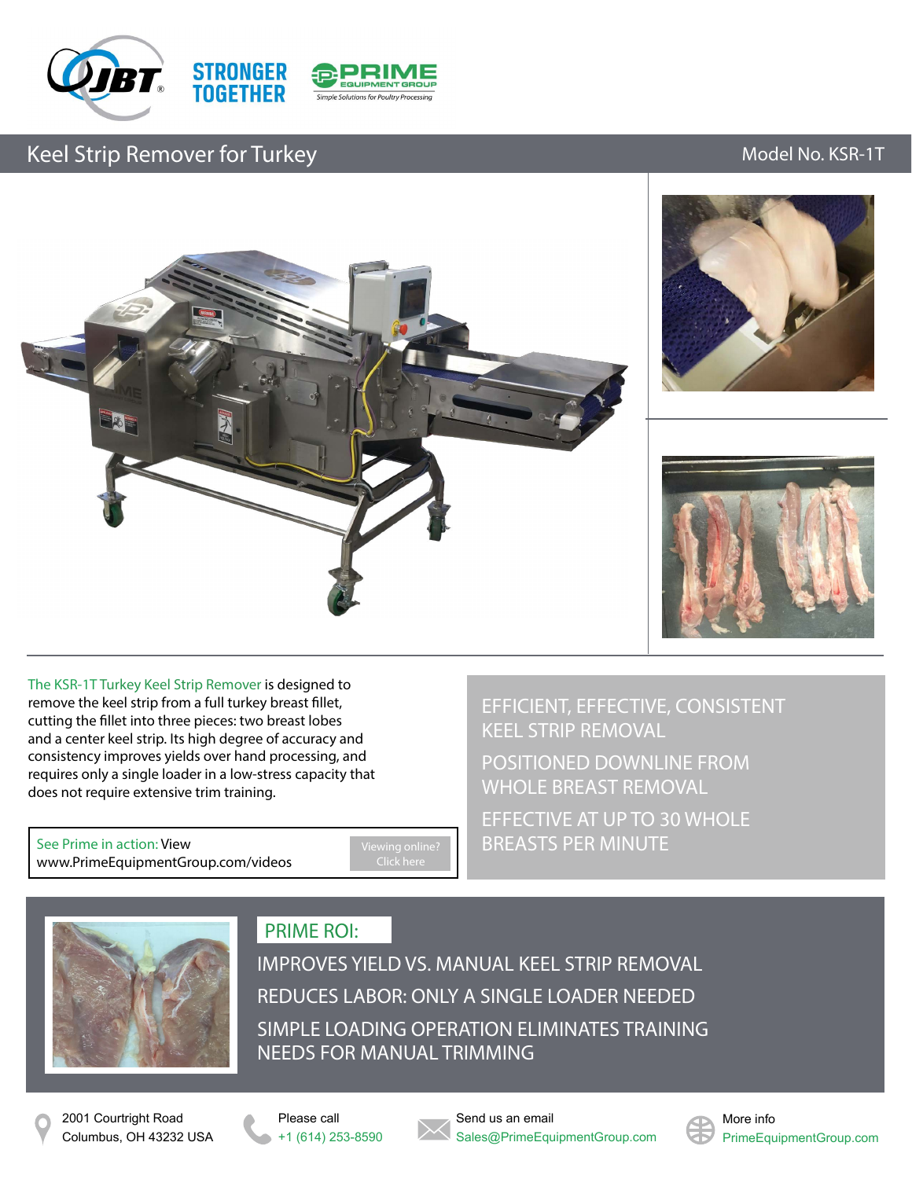STRONGER TOGETHER

PRIME EQUIPMENT GROUP
Simple Solutions for Poultry Processing

# Keel Strip Remover for Turkey

Model No. KSR-1T

The KSR-1T Turkey Keel Strip Remover is designed to remove the keel strip from a full turkey breast fillet, cutting the fillet into three pieces: two breast lobes and a center keel strip. Its high degree of accuracy and consistency improves yields over hand processing, and requires only a single loader in a low-stress capacity that does not require extensive trim training.

See Prime in action: View www.PrimeEquipmentGroup.com/videos

Viewing online? Click here

- EFFICIENT, EFFECTIVE, CONSISTENT KEEL STRIP REMOVAL
- POSITIONED DOWNLINE FROM WHOLE BREAST REMOVAL
- EFFECTIVE AT UP TO 30 WHOLE BREASTS PER MINUTE

## PRIME ROI:

- IMPROVES YIELD VS. MANUAL KEEL STRIP REMOVAL
- REDUCES LABOR: ONLY A SINGLE LOADER NEEDED
- SIMPLE LOADING OPERATION ELIMINATES TRAINING NEEDS FOR MANUAL TRIMMING

2001 Courtright Road
Columbus, OH 43232 USA

Please call
+1 (614) 253-8590

Send us an email
Sales@PrimeEquipmentGroup.com

More info
PrimeEquipmentGroup.com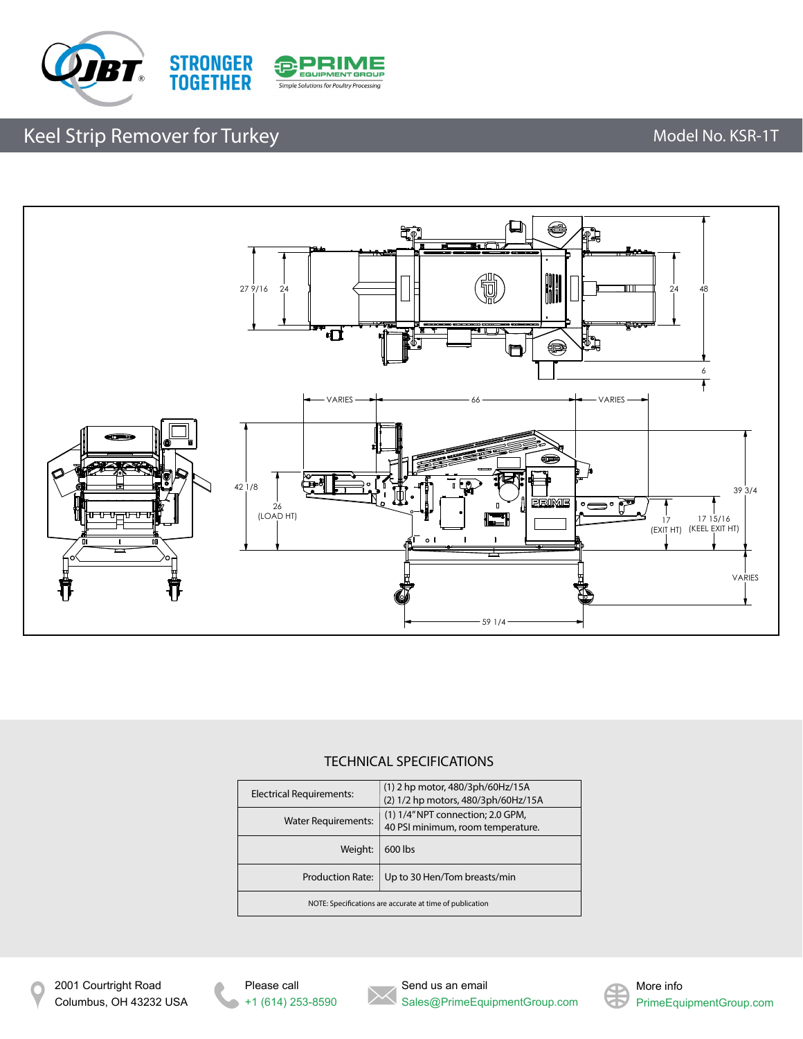STRONGER TOGETHER

PRIME EQUIPMENT GROUP

*Simple Solutions for Poultry Processing*

# Keel Strip Remover for Turkey

Model No. KSR-1T

27 9/16
24
24
48
6
VARIES
66
VARIES
42 1/8
26
(LOAD HT)
39 3/4
17
(EXIT HT)
17 15/16
(KEEL EXIT HT)
VARIES
59 1/4

## TECHNICAL SPECIFICATIONS

| | |
|---|---|
| Electrical Requirements: | (1) 2 hp motor, 480/3ph/60Hz/15A<br>(2) 1/2 hp motors, 480/3ph/60Hz/15A |
| Water Requirements: | (1) 1/4" NPT connection; 2.0 GPM,<br>40 PSI minimum, room temperature. |
| Weight: | 600 lbs |
| Production Rate: | Up to 30 Hen/Tom breasts/min |
| NOTE: Specifications are accurate at time of publication | |

2001 Courtright Road
Columbus, OH 43232 USA

Please call
+1 (614) 253-8590

Send us an email
Sales@PrimeEquipmentGroup.com

More info
PrimeEquipmentGroup.com